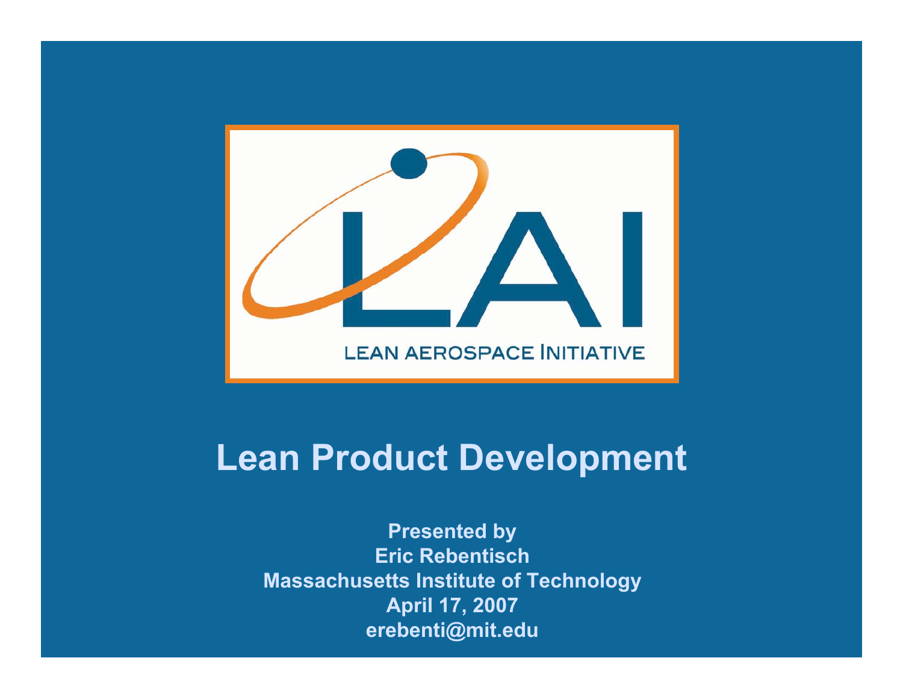LAI

LEAN AEROSPACE INITIATIVE

# Lean Product Development

**Presented by**
**Eric Rebentisch**
**Massachusetts Institute of Technology**
**April 17, 2007**
**erebenti@mit.edu**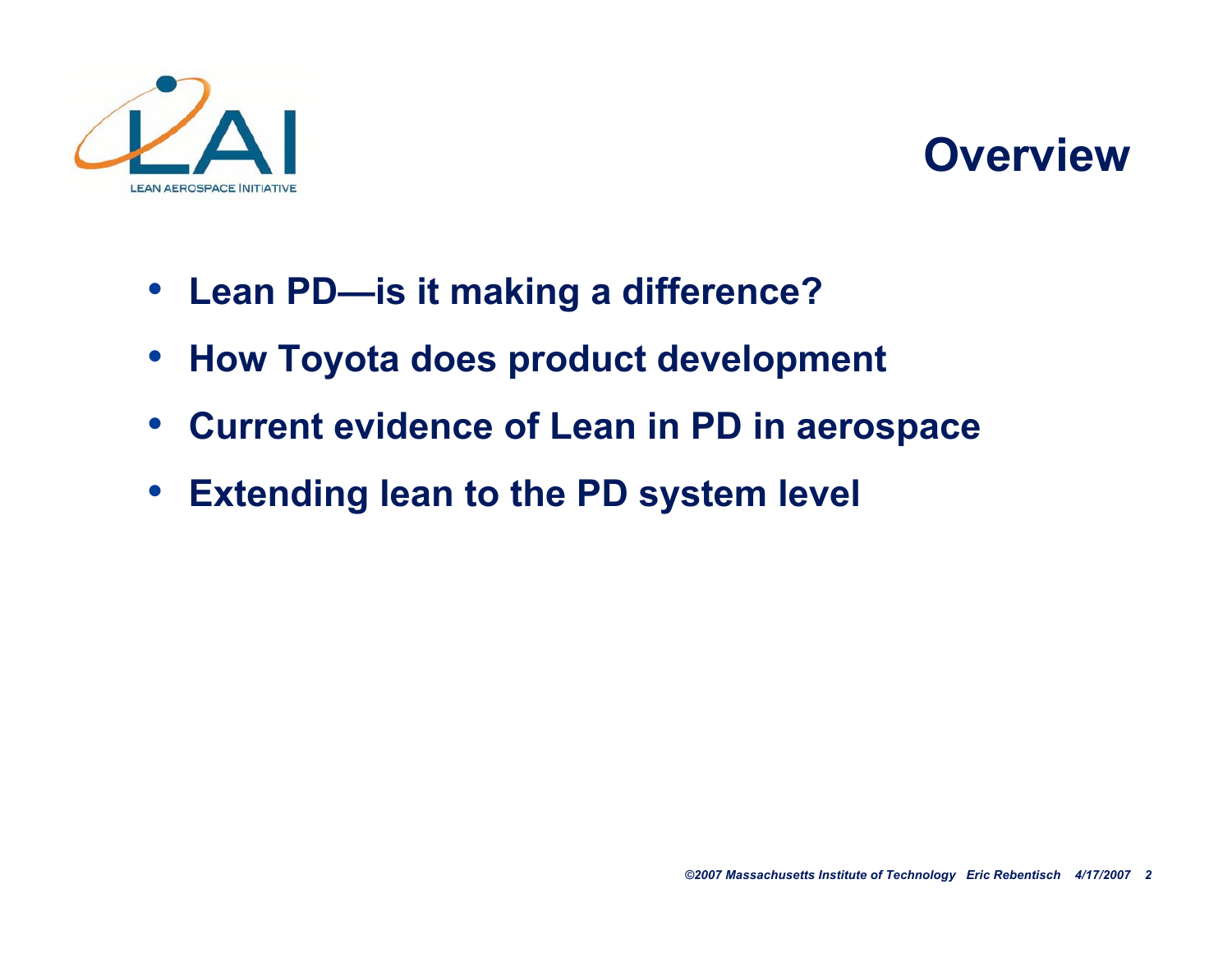# Overview

- Lean PD—is it making a difference?
- How Toyota does product development
- Current evidence of Lean in PD in aerospace
- Extending lean to the PD system level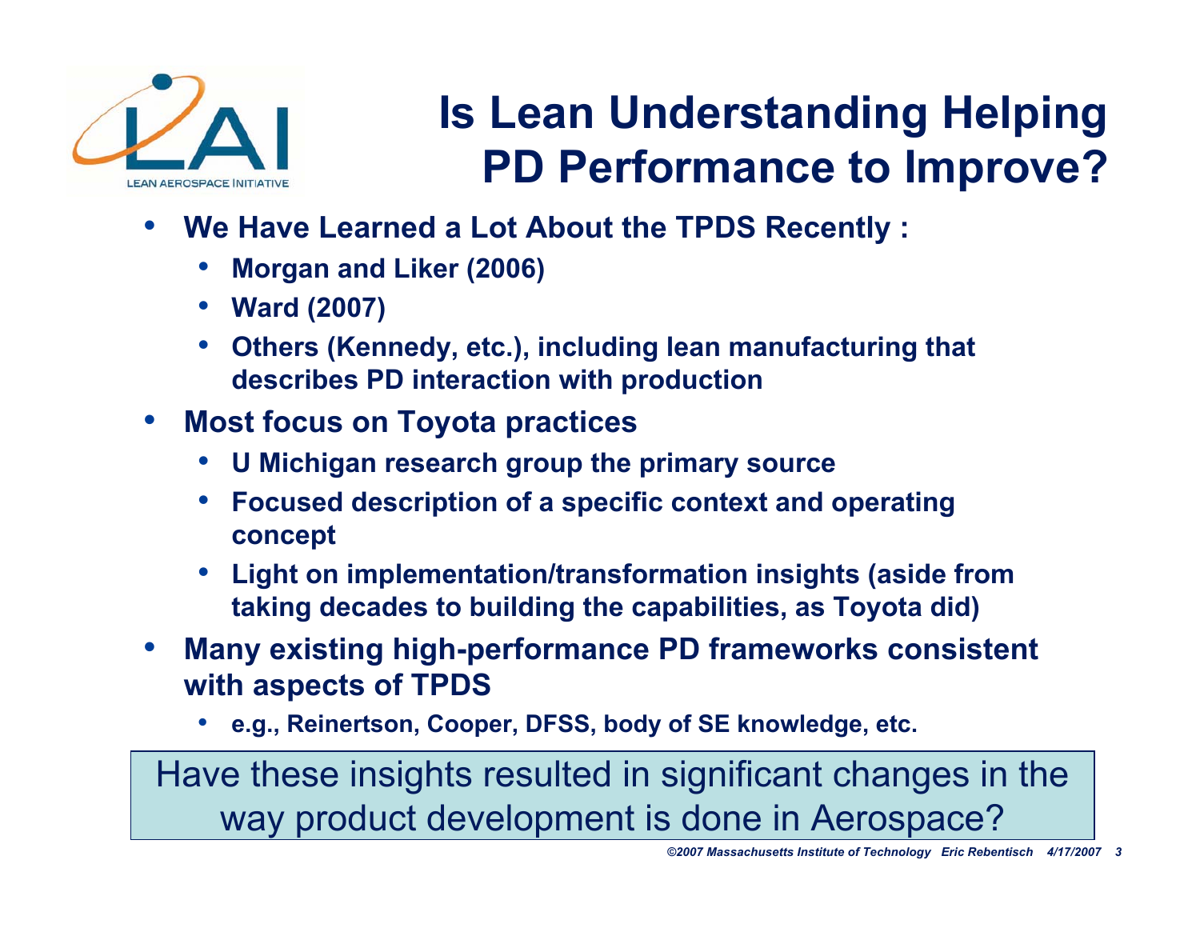# Is Lean Understanding Helping PD Performance to Improve?

- **We Have Learned a Lot About the TPDS Recently :**
  - **Morgan and Liker (2006)**
  - **Ward (2007)**
  - **Others (Kennedy, etc.), including lean manufacturing that describes PD interaction with production**
- **Most focus on Toyota practices**
  - **U Michigan research group the primary source**
  - **Focused description of a specific context and operating concept**
  - **Light on implementation/transformation insights (aside from taking decades to building the capabilities, as Toyota did)**
- **Many existing high-performance PD frameworks consistent with aspects of TPDS**
  - **e.g., Reinertson, Cooper, DFSS, body of SE knowledge, etc.**

Have these insights resulted in significant changes in the way product development is done in Aerospace?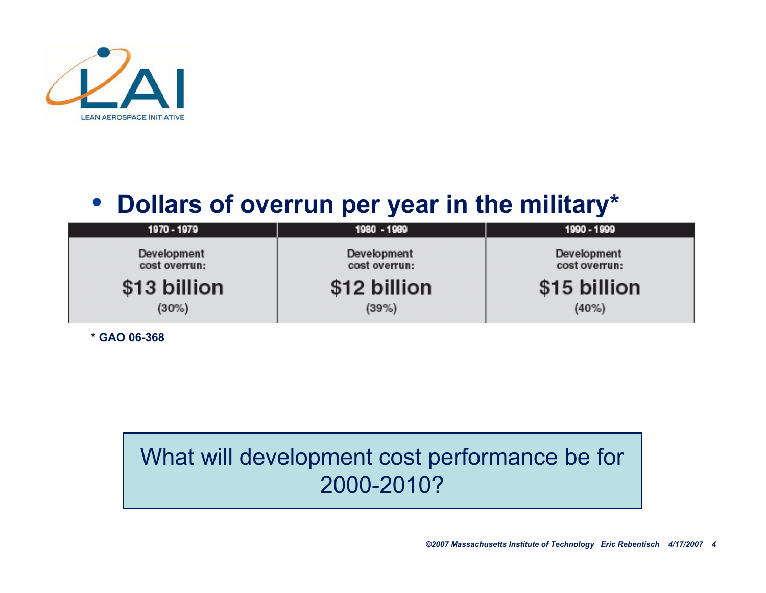- **Dollars of overrun per year in the military***

| 1970 - 1979 | 1980 - 1989 | 1990 - 1999 |
|---|---|---|
| Development cost overrun: $13 billion (30%) | Development cost overrun: $12 billion (39%) | Development cost overrun: $15 billion (40%) |

**\* GAO 06-368**

What will development cost performance be for 2000-2010?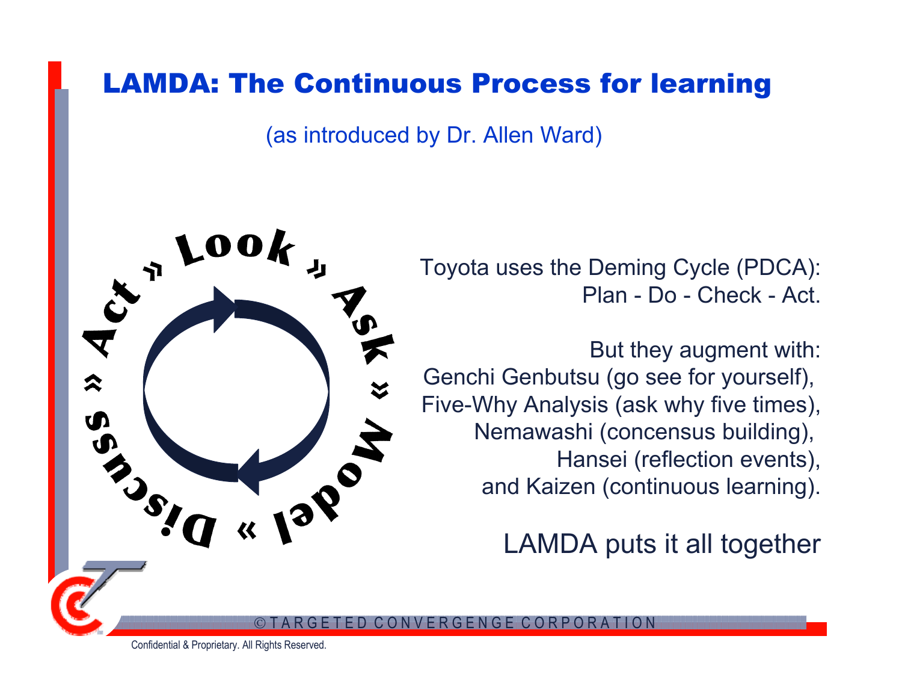# LAMDA: The Continuous Process for learning

(as introduced by Dr. Allen Ward)

Look » Ask » Model » Discuss » Act »

Toyota uses the Deming Cycle (PDCA):
Plan - Do - Check - Act.

But they augment with:
Genchi Genbutsu (go see for yourself),
Five-Why Analysis (ask why five times),
Nemawashi (concensus building),
Hansei (reflection events),
and Kaizen (continuous learning).

LAMDA puts it all together

© TARGETED CONVERGENGE CORPORATION

Confidential & Proprietary. All Rights Reserved.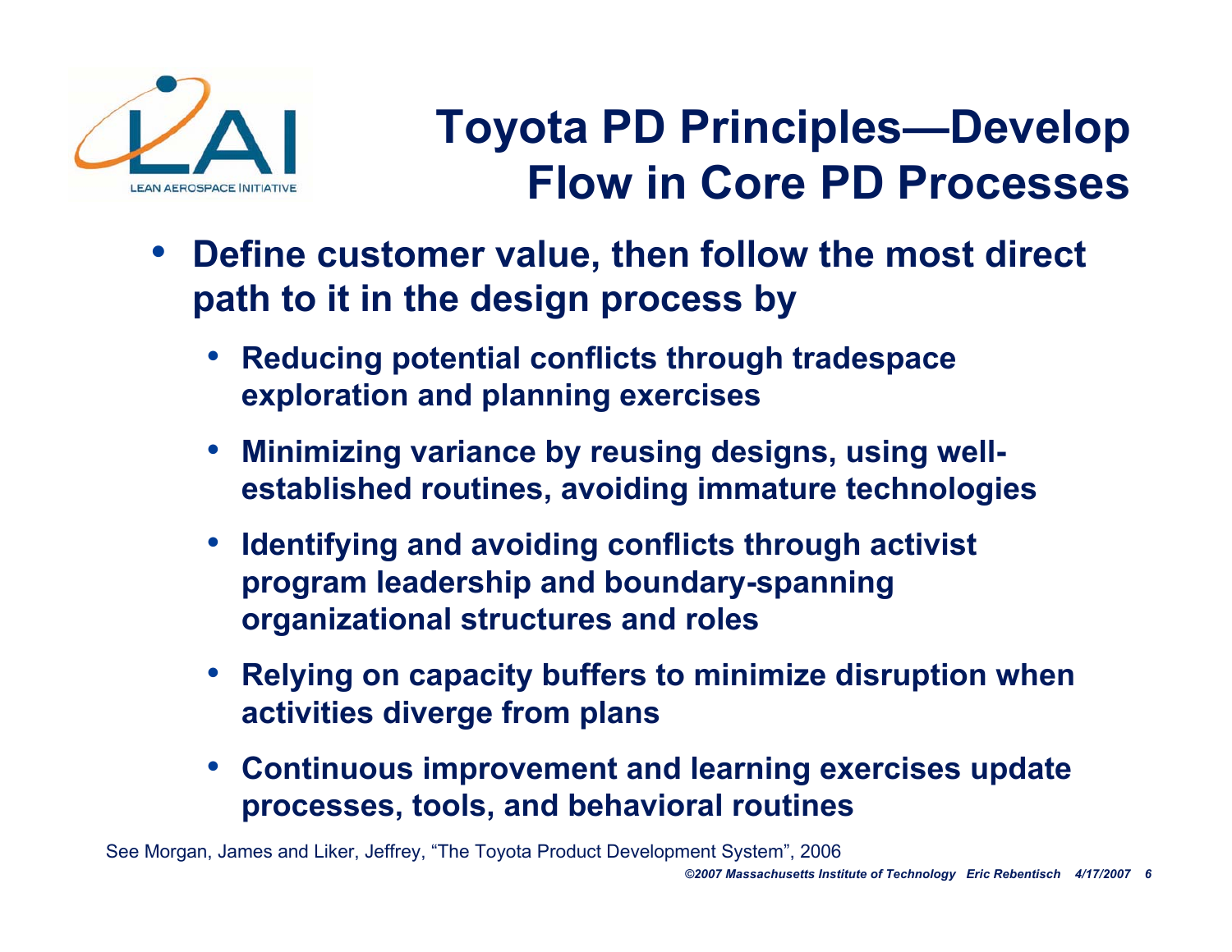# Toyota PD Principles—Develop Flow in Core PD Processes

- **Define customer value, then follow the most direct path to it in the design process by**
  - **Reducing potential conflicts through tradespace exploration and planning exercises**
  - **Minimizing variance by reusing designs, using well-established routines, avoiding immature technologies**
  - **Identifying and avoiding conflicts through activist program leadership and boundary-spanning organizational structures and roles**
  - **Relying on capacity buffers to minimize disruption when activities diverge from plans**
  - **Continuous improvement and learning exercises update processes, tools, and behavioral routines**

See Morgan, James and Liker, Jeffrey, "The Toyota Product Development System", 2006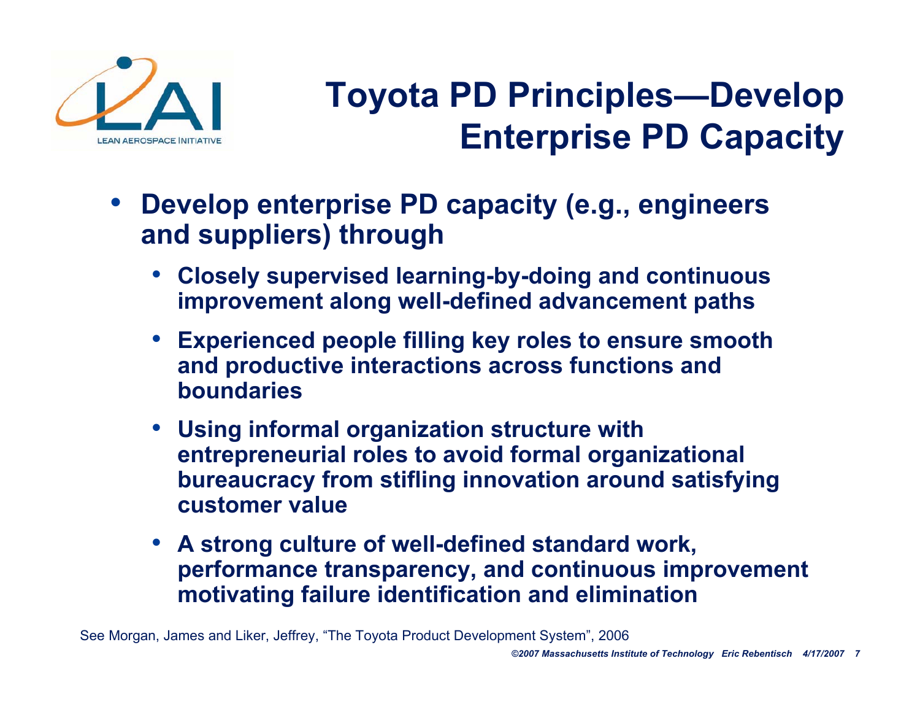# Toyota PD Principles—Develop Enterprise PD Capacity

- **Develop enterprise PD capacity (e.g., engineers and suppliers) through**
  - **Closely supervised learning-by-doing and continuous improvement along well-defined advancement paths**
  - **Experienced people filling key roles to ensure smooth and productive interactions across functions and boundaries**
  - **Using informal organization structure with entrepreneurial roles to avoid formal organizational bureaucracy from stifling innovation around satisfying customer value**
  - **A strong culture of well-defined standard work, performance transparency, and continuous improvement motivating failure identification and elimination**

See Morgan, James and Liker, Jeffrey, "The Toyota Product Development System", 2006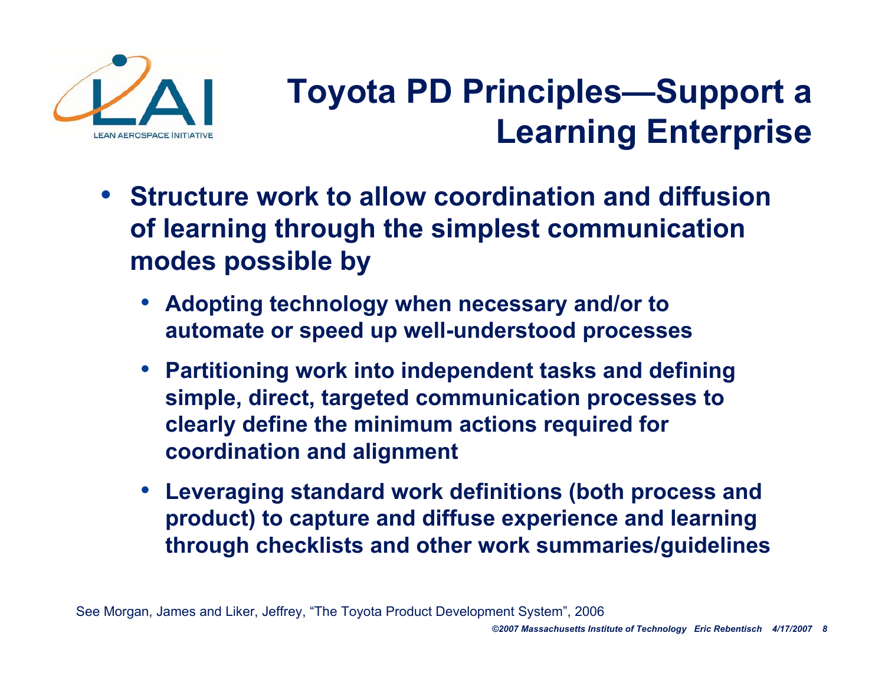# Toyota PD Principles—Support a Learning Enterprise

- **Structure work to allow coordination and diffusion of learning through the simplest communication modes possible by**
  - **Adopting technology when necessary and/or to automate or speed up well-understood processes**
  - **Partitioning work into independent tasks and defining simple, direct, targeted communication processes to clearly define the minimum actions required for coordination and alignment**
  - **Leveraging standard work definitions (both process and product) to capture and diffuse experience and learning through checklists and other work summaries/guidelines**

See Morgan, James and Liker, Jeffrey, "The Toyota Product Development System", 2006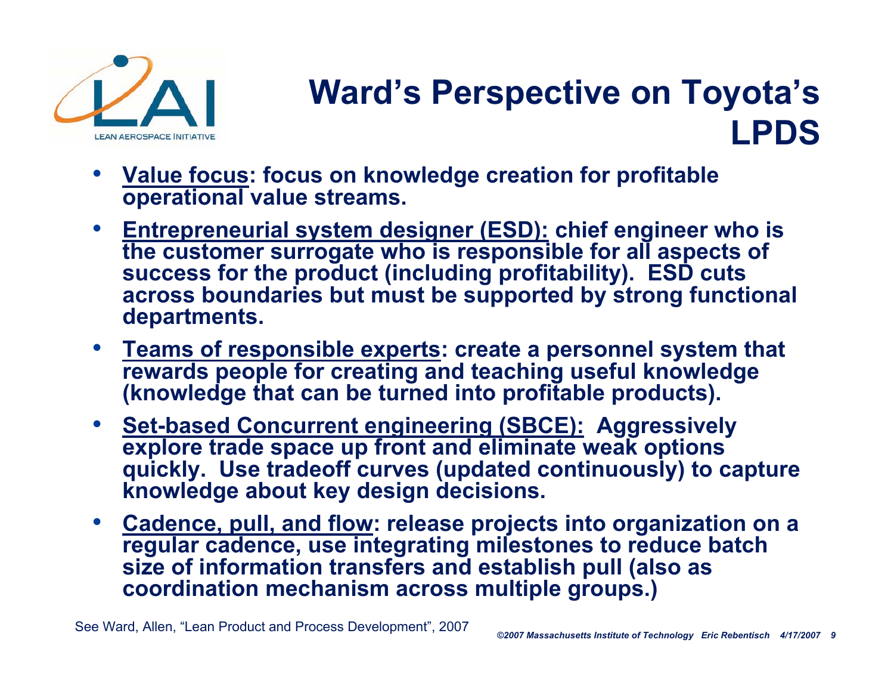# Ward's Perspective on Toyota's LPDS

- **Value focus: focus on knowledge creation for profitable operational value streams.**
- **Entrepreneurial system designer (ESD): chief engineer who is the customer surrogate who is responsible for all aspects of success for the product (including profitability). ESD cuts across boundaries but must be supported by strong functional departments.**
- **Teams of responsible experts: create a personnel system that rewards people for creating and teaching useful knowledge (knowledge that can be turned into profitable products).**
- **Set-based Concurrent engineering (SBCE): Aggressively explore trade space up front and eliminate weak options quickly. Use tradeoff curves (updated continuously) to capture knowledge about key design decisions.**
- **Cadence, pull, and flow: release projects into organization on a regular cadence, use integrating milestones to reduce batch size of information transfers and establish pull (also as coordination mechanism across multiple groups.)**

See Ward, Allen, "Lean Product and Process Development", 2007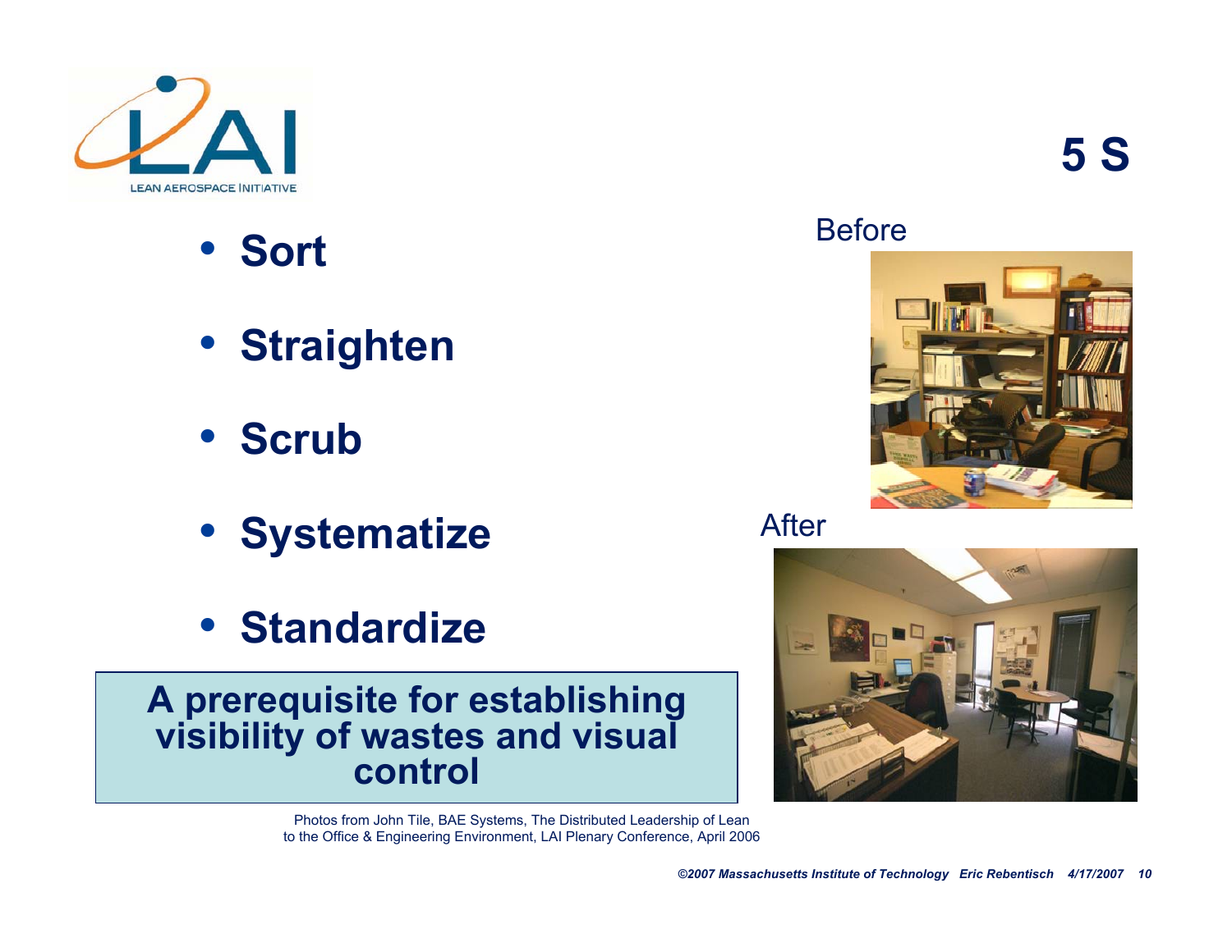# 5 S

- **Sort**
- **Straighten**
- **Scrub**
- **Systematize**
- **Standardize**

**A prerequisite for establishing visibility of wastes and visual control**

Before

After

Photos from John Tile, BAE Systems, The Distributed Leadership of Lean to the Office & Engineering Environment, LAI Plenary Conference, April 2006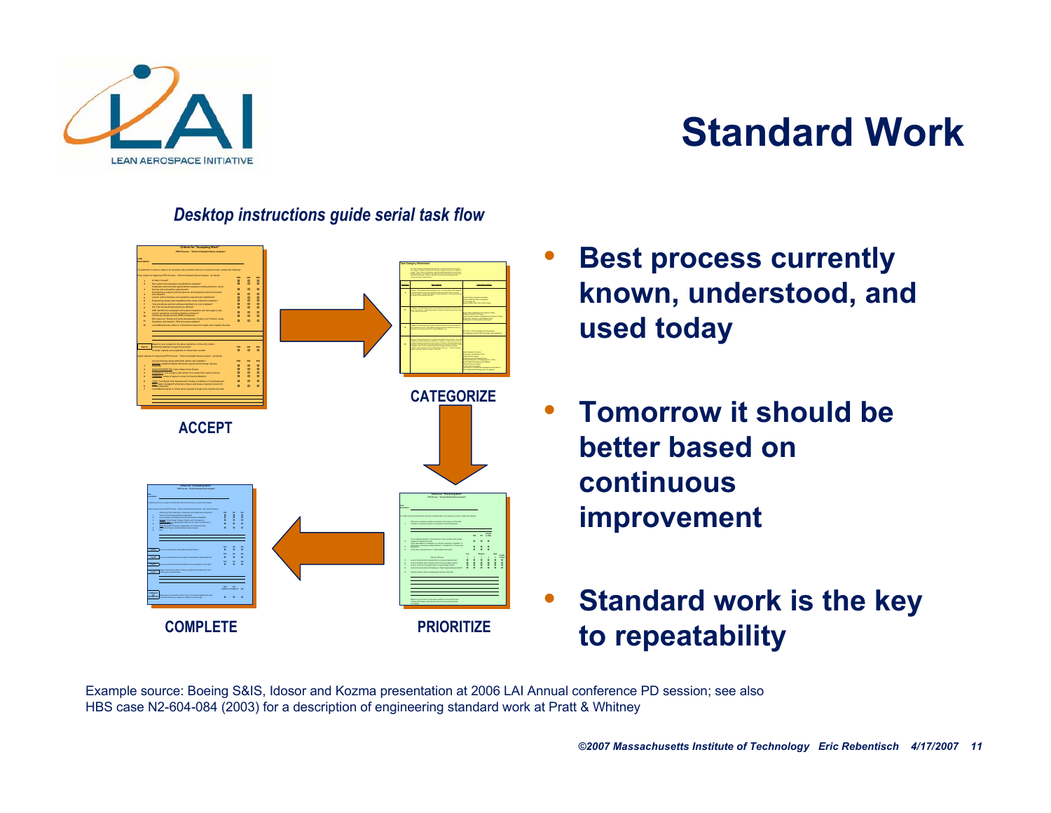# Standard Work

*Desktop instructions guide serial task flow*

ACCEPT

CATEGORIZE

PRIORITIZE

COMPLETE

- **Best process currently known, understood, and used today**
- **Tomorrow it should be better based on continuous improvement**
- **Standard work is the key to repeatability**

Example source: Boeing S&IS, Idosor and Kozma presentation at 2006 LAI Annual conference PD session; see also HBS case N2-604-084 (2003) for a description of engineering standard work at Pratt & Whitney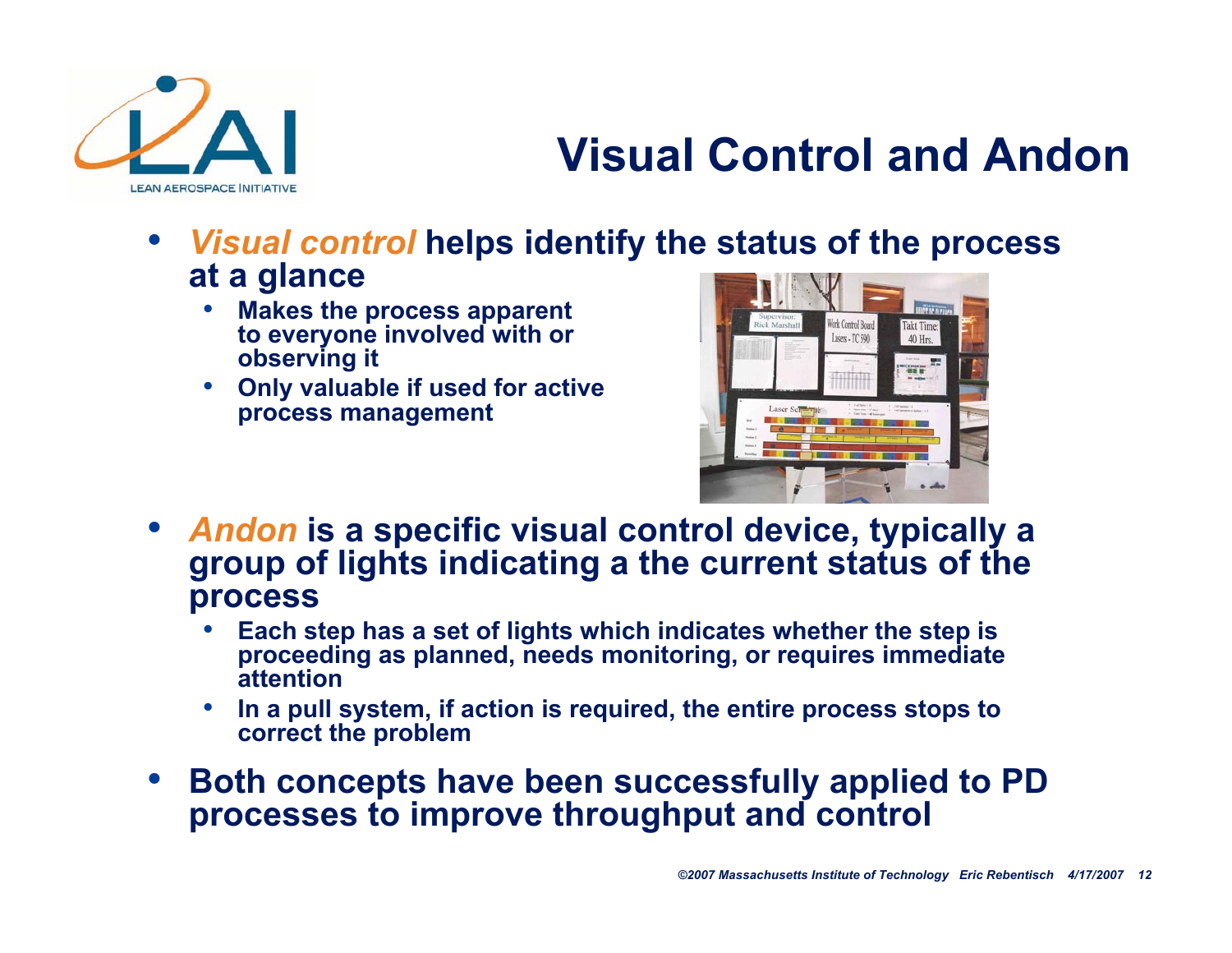# Visual Control and Andon

- ***Visual control*** **helps identify the status of the process at a glance**
  - **Makes the process apparent to everyone involved with or observing it**
  - **Only valuable if used for active process management**
- ***Andon*** **is a specific visual control device, typically a group of lights indicating a the current status of the process**
  - **Each step has a set of lights which indicates whether the step is proceeding as planned, needs monitoring, or requires immediate attention**
  - **In a pull system, if action is required, the entire process stops to correct the problem**
- **Both concepts have been successfully applied to PD processes to improve throughput and control**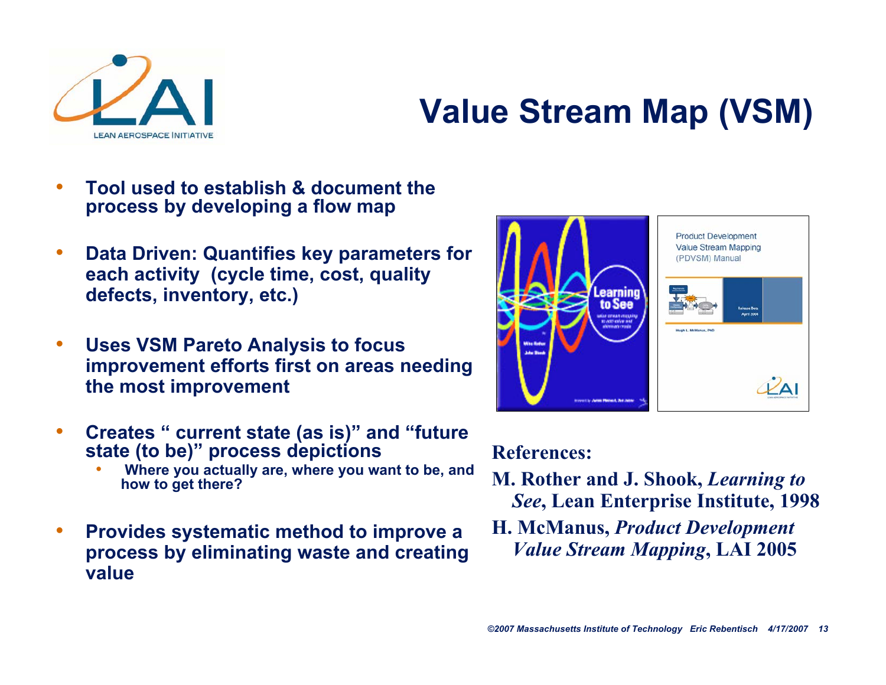# Value Stream Map (VSM)

- **Tool used to establish & document the process by developing a flow map**
- **Data Driven: Quantifies key parameters for each activity (cycle time, cost, quality defects, inventory, etc.)**
- **Uses VSM Pareto Analysis to focus improvement efforts first on areas needing the most improvement**
- **Creates " current state (as is)" and "future state (to be)" process depictions**
  - **Where you actually are, where you want to be, and how to get there?**
- **Provides systematic method to improve a process by eliminating waste and creating value**

**References:**

**M. Rother and J. Shook, *Learning to See*, Lean Enterprise Institute, 1998**

**H. McManus, *Product Development Value Stream Mapping*, LAI 2005**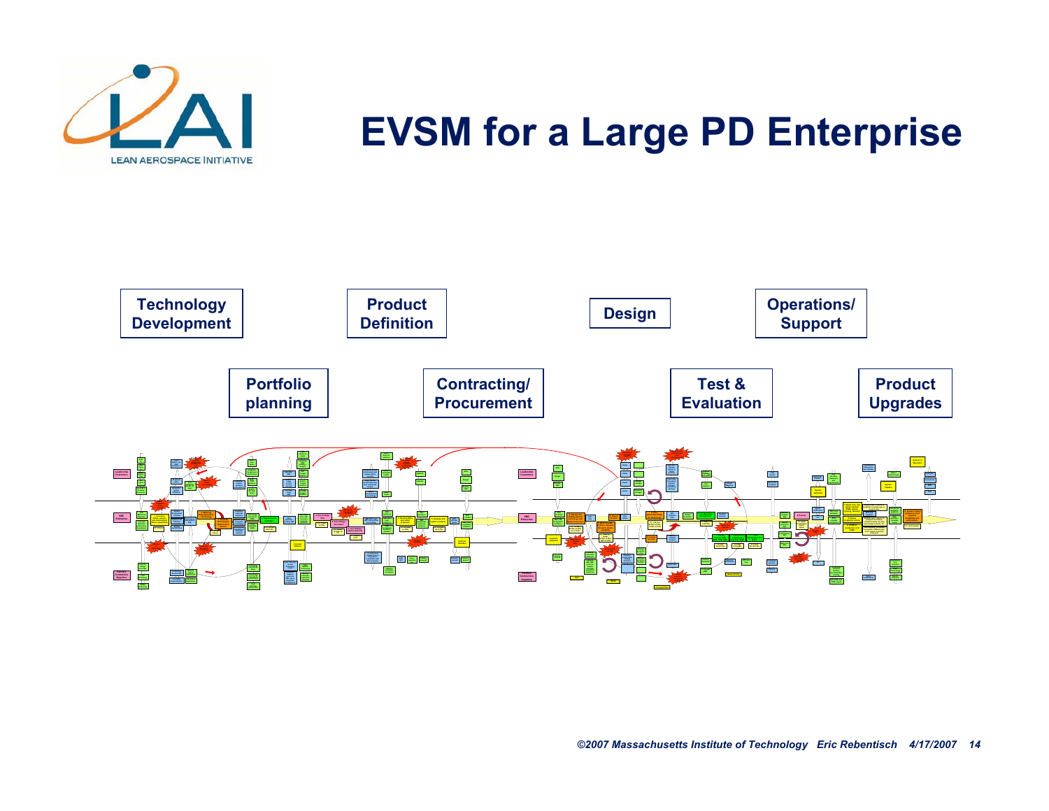# EVSM for a Large PD Enterprise

Technology Development

Portfolio planning

Product Definition

Contracting/ Procurement

Design

Test & Evaluation

Operations/ Support

Product Upgrades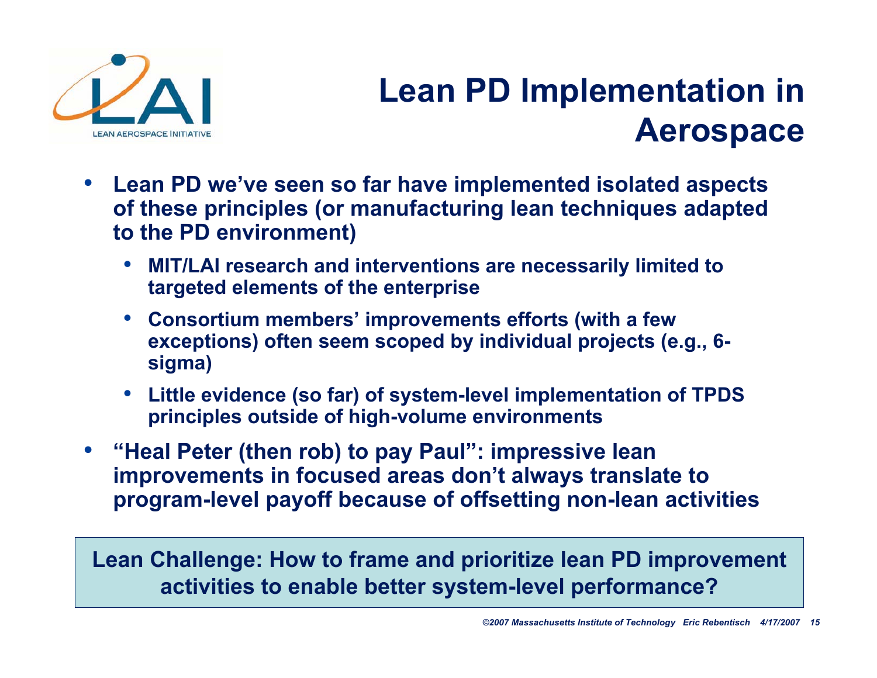# Lean PD Implementation in Aerospace

- Lean PD we've seen so far have implemented isolated aspects of these principles (or manufacturing lean techniques adapted to the PD environment)
  - MIT/LAI research and interventions are necessarily limited to targeted elements of the enterprise
  - Consortium members' improvements efforts (with a few exceptions) often seem scoped by individual projects (e.g., 6-sigma)
  - Little evidence (so far) of system-level implementation of TPDS principles outside of high-volume environments
- "Heal Peter (then rob) to pay Paul": impressive lean improvements in focused areas don't always translate to program-level payoff because of offsetting non-lean activities

**Lean Challenge: How to frame and prioritize lean PD improvement activities to enable better system-level performance?**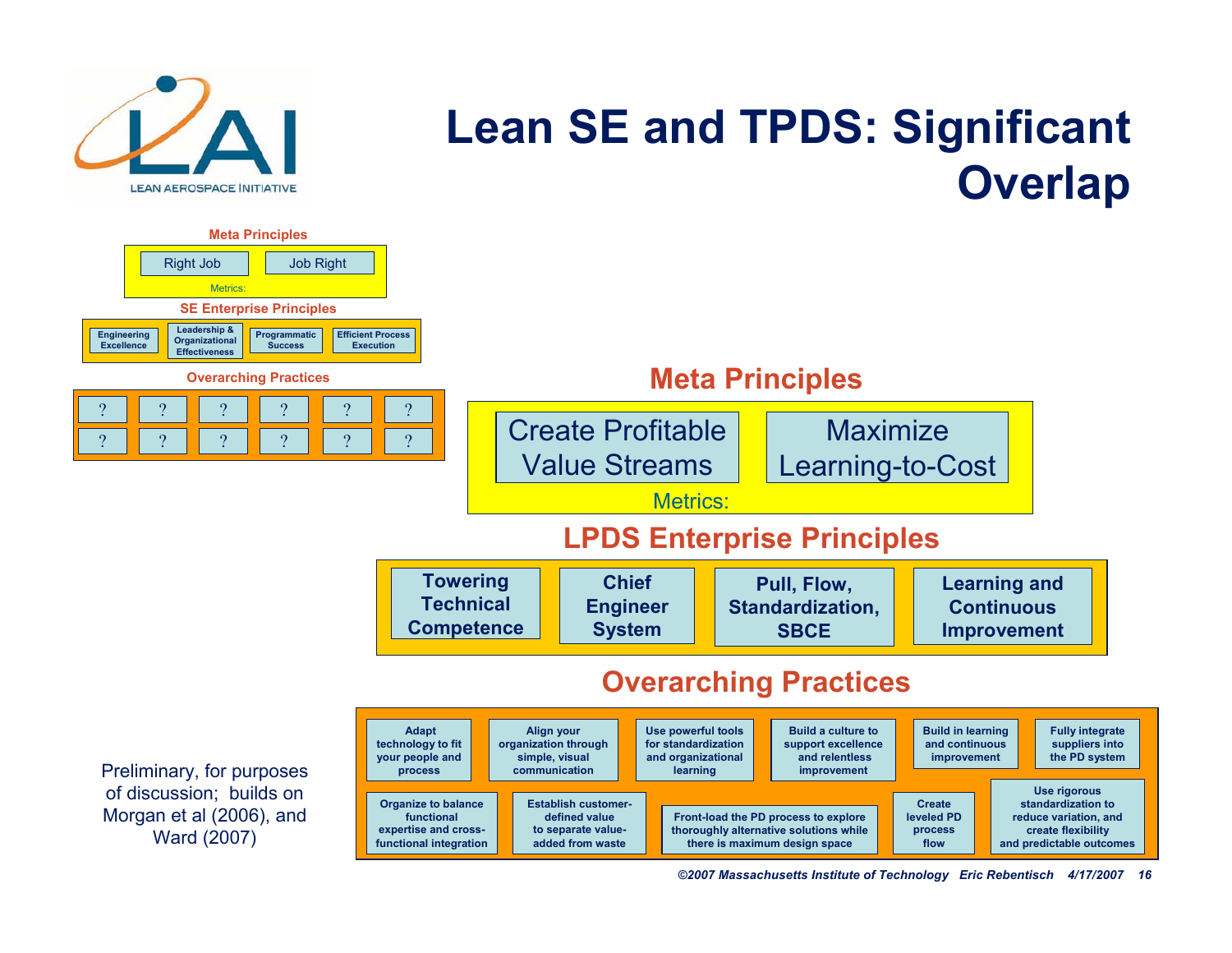# Lean SE and TPDS: Significant Overlap

**Meta Principles**

- Right Job
- Job Right

Metrics:

**SE Enterprise Principles**

- Engineering Excellence
- Leadership & Organizational Effectiveness
- Programmatic Success
- Efficient Process Execution

**Overarching Practices**

| ? | ? | ? | ? | ? | ? |
|---|---|---|---|---|---|
| ? | ? | ? | ? | ? | ? |

## Meta Principles

- Create Profitable Value Streams
- Maximize Learning-to-Cost

Metrics:

## LPDS Enterprise Principles

- **Towering Technical Competence**
- **Chief Engineer System**
- **Pull, Flow, Standardization, SBCE**
- **Learning and Continuous Improvement**

## Overarching Practices

- **Adapt technology to fit your people and process**
- **Align your organization through simple, visual communication**
- **Use powerful tools for standardization and organizational learning**
- **Build a culture to support excellence and relentless improvement**
- **Build in learning and continuous improvement**
- **Fully integrate suppliers into the PD system**
- **Organize to balance functional expertise and cross-functional integration**
- **Establish customer-defined value to separate value-added from waste**
- **Front-load the PD process to explore thoroughly alternative solutions while there is maximum design space**
- **Create leveled PD process flow**
- **Use rigorous standardization to reduce variation, and create flexibility and predictable outcomes**

Preliminary, for purposes of discussion; builds on Morgan et al (2006), and Ward (2007)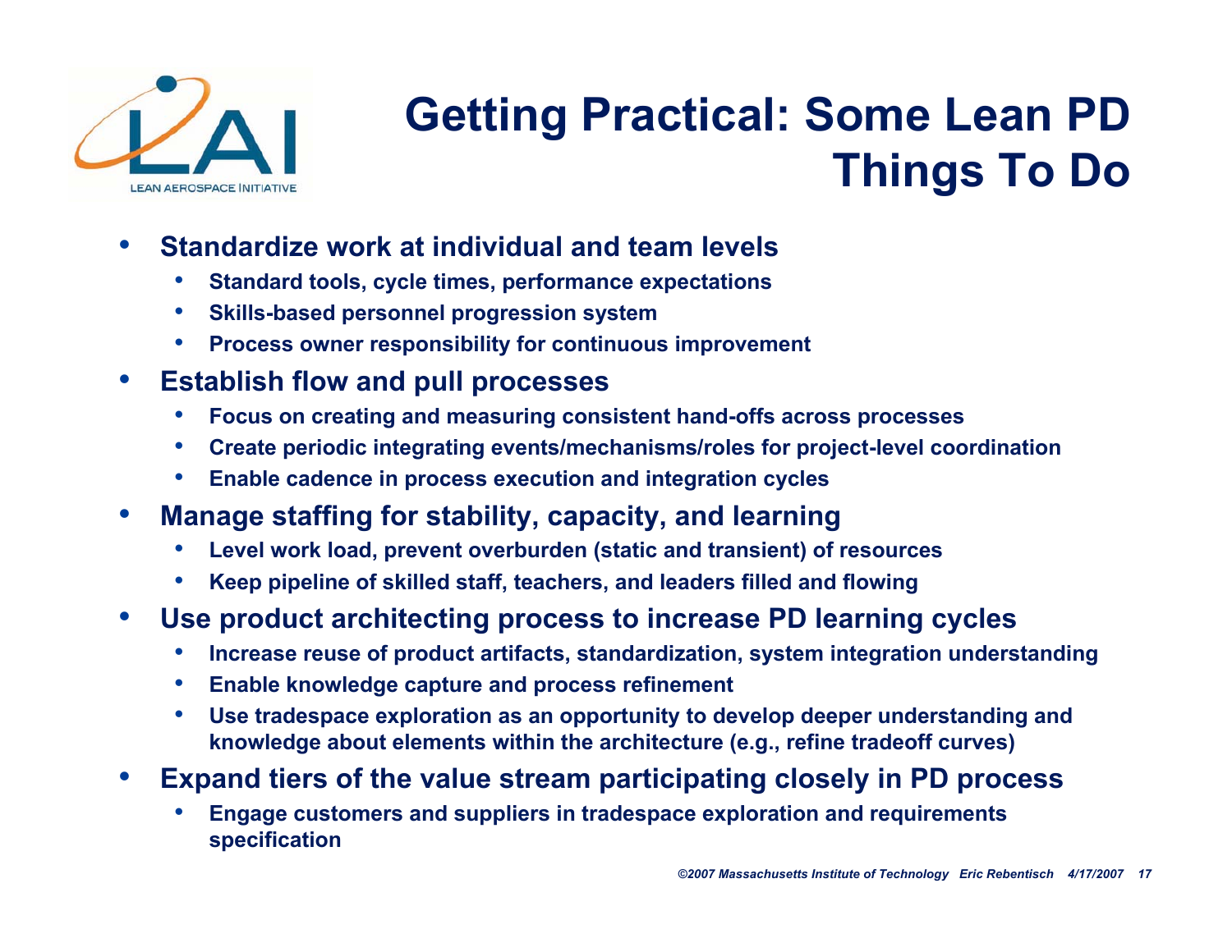# Getting Practical: Some Lean PD Things To Do

- **Standardize work at individual and team levels**
  - **Standard tools, cycle times, performance expectations**
  - **Skills-based personnel progression system**
  - **Process owner responsibility for continuous improvement**
- **Establish flow and pull processes**
  - **Focus on creating and measuring consistent hand-offs across processes**
  - **Create periodic integrating events/mechanisms/roles for project-level coordination**
  - **Enable cadence in process execution and integration cycles**
- **Manage staffing for stability, capacity, and learning**
  - **Level work load, prevent overburden (static and transient) of resources**
  - **Keep pipeline of skilled staff, teachers, and leaders filled and flowing**
- **Use product architecting process to increase PD learning cycles**
  - **Increase reuse of product artifacts, standardization, system integration understanding**
  - **Enable knowledge capture and process refinement**
  - **Use tradespace exploration as an opportunity to develop deeper understanding and knowledge about elements within the architecture (e.g., refine tradeoff curves)**
- **Expand tiers of the value stream participating closely in PD process**
  - **Engage customers and suppliers in tradespace exploration and requirements specification**

*©2007 Massachusetts Institute of Technology Eric Rebentisch 4/17/2007*